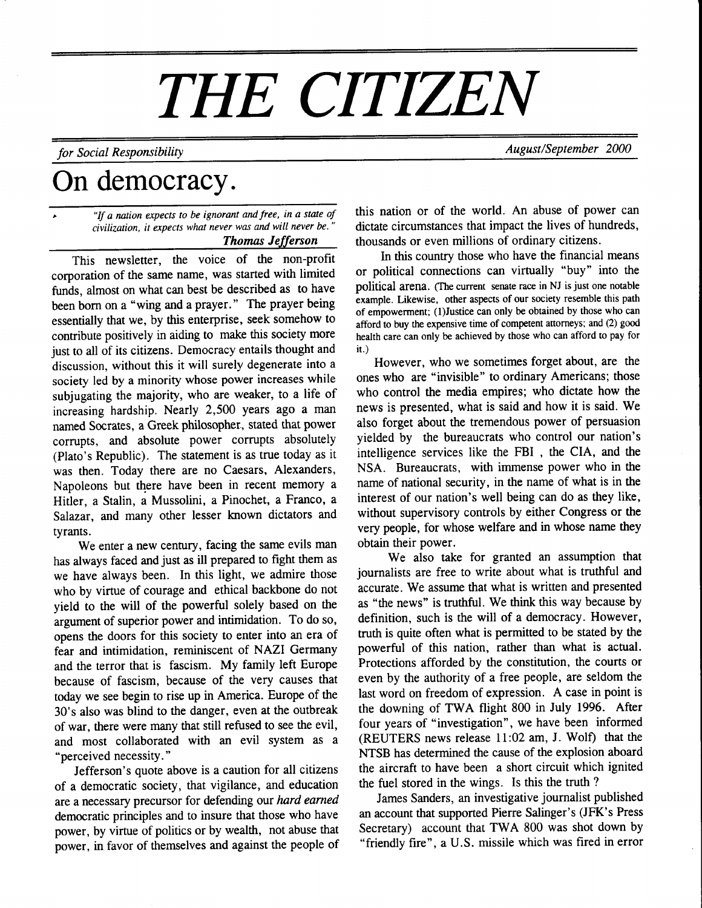# THE CITIZEN

*for Social Responsibility* *August/September 2000*

# On democracy.

> *"If a nation expects to be ignorant and free, in a state of civilization, it expects what never was and will never be."*
>
> ***Thomas Jefferson***

This newsletter, the voice of the non-profit corporation of the same name, was started with limited funds, almost on what can best be described as to have been born on a "wing and a prayer." The prayer being essentially that we, by this enterprise, seek somehow to contribute positively in aiding to make this society more just to all of its citizens. Democracy entails thought and discussion, without this it will surely degenerate into a society led by a minority whose power increases while subjugating the majority, who are weaker, to a life of increasing hardship. Nearly 2,500 years ago a man named Socrates, a Greek philosopher, stated that power corrupts, and absolute power corrupts absolutely (Plato's Republic). The statement is as true today as it was then. Today there are no Caesars, Alexanders, Napoleons but there have been in recent memory a Hitler, a Stalin, a Mussolini, a Pinochet, a Franco, a Salazar, and many other lesser known dictators and tyrants.

We enter a new century, facing the same evils man has always faced and just as ill prepared to fight them as we have always been. In this light, we admire those who by virtue of courage and ethical backbone do not yield to the will of the powerful solely based on the argument of superior power and intimidation. To do so, opens the doors for this society to enter into an era of fear and intimidation, reminiscent of NAZI Germany and the terror that is fascism. My family left Europe because of fascism, because of the very causes that today we see begin to rise up in America. Europe of the 30's also was blind to the danger, even at the outbreak of war, there were many that still refused to see the evil, and most collaborated with an evil system as a "perceived necessity."

Jefferson's quote above is a caution for all citizens of a democratic society, that vigilance, and education are a necessary precursor for defending our *hard earned* democratic principles and to insure that those who have power, by virtue of politics or by wealth, not abuse that power, in favor of themselves and against the people of this nation or of the world. An abuse of power can dictate circumstances that impact the lives of hundreds, thousands or even millions of ordinary citizens.

In this country those who have the financial means or political connections can virtually "buy" into the political arena. (The current senate race in NJ is just one notable example. Likewise, other aspects of our society resemble this path of empowerment; (1)Justice can only be obtained by those who can afford to buy the expensive time of competent attorneys; and (2) good health care can only be achieved by those who can afford to pay for it.)

However, who we sometimes forget about, are the ones who are "invisible" to ordinary Americans; those who control the media empires; who dictate how the news is presented, what is said and how it is said. We also forget about the tremendous power of persuasion yielded by the bureaucrats who control our nation's intelligence services like the FBI , the CIA, and the NSA. Bureaucrats, with immense power who in the name of national security, in the name of what is in the interest of our nation's well being can do as they like, without supervisory controls by either Congress or the very people, for whose welfare and in whose name they obtain their power.

We also take for granted an assumption that journalists are free to write about what is truthful and accurate. We assume that what is written and presented as "the news" is truthful. We think this way because by definition, such is the will of a democracy. However, truth is quite often what is permitted to be stated by the powerful of this nation, rather than what is actual. Protections afforded by the constitution, the courts or even by the authority of a free people, are seldom the last word on freedom of expression. A case in point is the downing of TWA flight 800 in July 1996. After four years of "investigation", we have been informed (REUTERS news release 11:02 am, J. Wolf) that the NTSB has determined the cause of the explosion aboard the aircraft to have been a short circuit which ignited the fuel stored in the wings. Is this the truth ?

James Sanders, an investigative journalist published an account that supported Pierre Salinger's (JFK's Press Secretary) account that TWA 800 was shot down by "friendly fire", a U.S. missile which was fired in error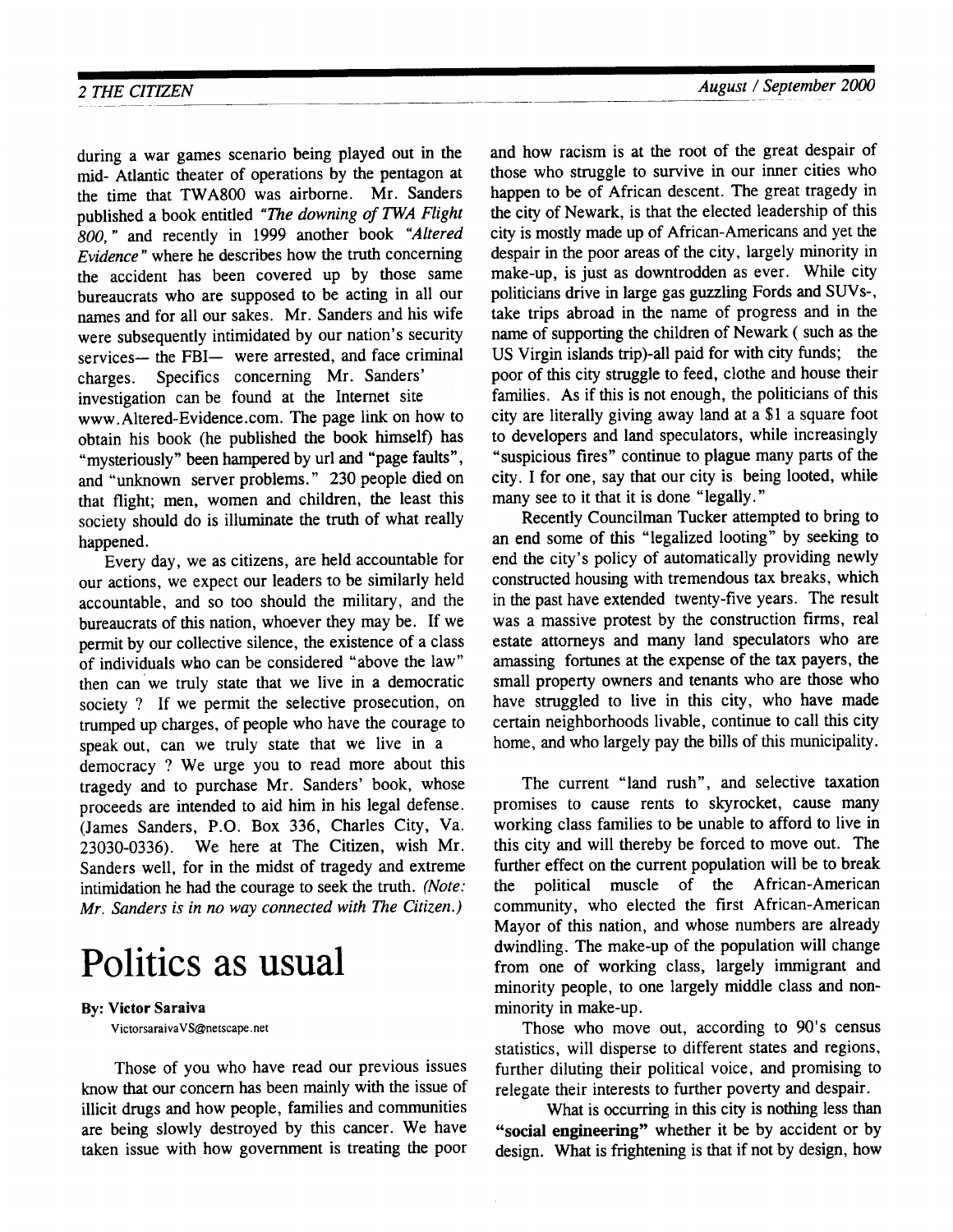during a war games scenario being played out in the mid- Atlantic theater of operations by the pentagon at the time that TWA800 was airborne. Mr. Sanders published a book entitled *"The downing of TWA Flight 800,"* and recently in 1999 another book *"Altered Evidence"* where he describes how the truth concerning the accident has been covered up by those same bureaucrats who are supposed to be acting in all our names and for all our sakes. Mr. Sanders and his wife were subsequently intimidated by our nation's security services— the FBI— were arrested, and face criminal charges. Specifics concerning Mr. Sanders' investigation can be found at the Internet site www.Altered-Evidence.com. The page link on how to obtain his book (he published the book himself) has "mysteriously" been hampered by url and "page faults", and "unknown server problems." 230 people died on that flight; men, women and children, the least this society should do is illuminate the truth of what really happened.

Every day, we as citizens, are held accountable for our actions, we expect our leaders to be similarly held accountable, and so too should the military, and the bureaucrats of this nation, whoever they may be. If we permit by our collective silence, the existence of a class of individuals who can be considered "above the law" then can we truly state that we live in a democratic society ? If we permit the selective prosecution, on trumped up charges, of people who have the courage to speak out, can we truly state that we live in a democracy ? We urge you to read more about this tragedy and to purchase Mr. Sanders' book, whose proceeds are intended to aid him in his legal defense. (James Sanders, P.O. Box 336, Charles City, Va. 23030-0336). We here at The Citizen, wish Mr. Sanders well, for in the midst of tragedy and extreme intimidation he had the courage to seek the truth. *(Note: Mr. Sanders is in no way connected with The Citizen.)*

# Politics as usual

**By: Victor Saraiva**

VictorsaraivaVS@netscape.net

Those of you who have read our previous issues know that our concern has been mainly with the issue of illicit drugs and how people, families and communities are being slowly destroyed by this cancer. We have taken issue with how government is treating the poor and how racism is at the root of the great despair of those who struggle to survive in our inner cities who happen to be of African descent. The great tragedy in the city of Newark, is that the elected leadership of this city is mostly made up of African-Americans and yet the despair in the poor areas of the city, largely minority in make-up, is just as downtrodden as ever. While city politicians drive in large gas guzzling Fords and SUVs-, take trips abroad in the name of progress and in the name of supporting the children of Newark ( such as the US Virgin islands trip)-all paid for with city funds; the poor of this city struggle to feed, clothe and house their families. As if this is not enough, the politicians of this city are literally giving away land at a $1 a square foot to developers and land speculators, while increasingly "suspicious fires" continue to plague many parts of the city. I for one, say that our city is being looted, while many see to it that it is done "legally."

Recently Councilman Tucker attempted to bring to an end some of this "legalized looting" by seeking to end the city's policy of automatically providing newly constructed housing with tremendous tax breaks, which in the past have extended twenty-five years. The result was a massive protest by the construction firms, real estate attorneys and many land speculators who are amassing fortunes at the expense of the tax payers, the small property owners and tenants who are those who have struggled to live in this city, who have made certain neighborhoods livable, continue to call this city home, and who largely pay the bills of this municipality.

The current "land rush", and selective taxation promises to cause rents to skyrocket, cause many working class families to be unable to afford to live in this city and will thereby be forced to move out. The further effect on the current population will be to break the political muscle of the African-American community, who elected the first African-American Mayor of this nation, and whose numbers are already dwindling. The make-up of the population will change from one of working class, largely immigrant and minority people, to one largely middle class and non-minority in make-up.

Those who move out, according to 90's census statistics, will disperse to different states and regions, further diluting their political voice, and promising to relegate their interests to further poverty and despair.

What is occurring in this city is nothing less than **"social engineering"** whether it be by accident or by design. What is frightening is that if not by design, how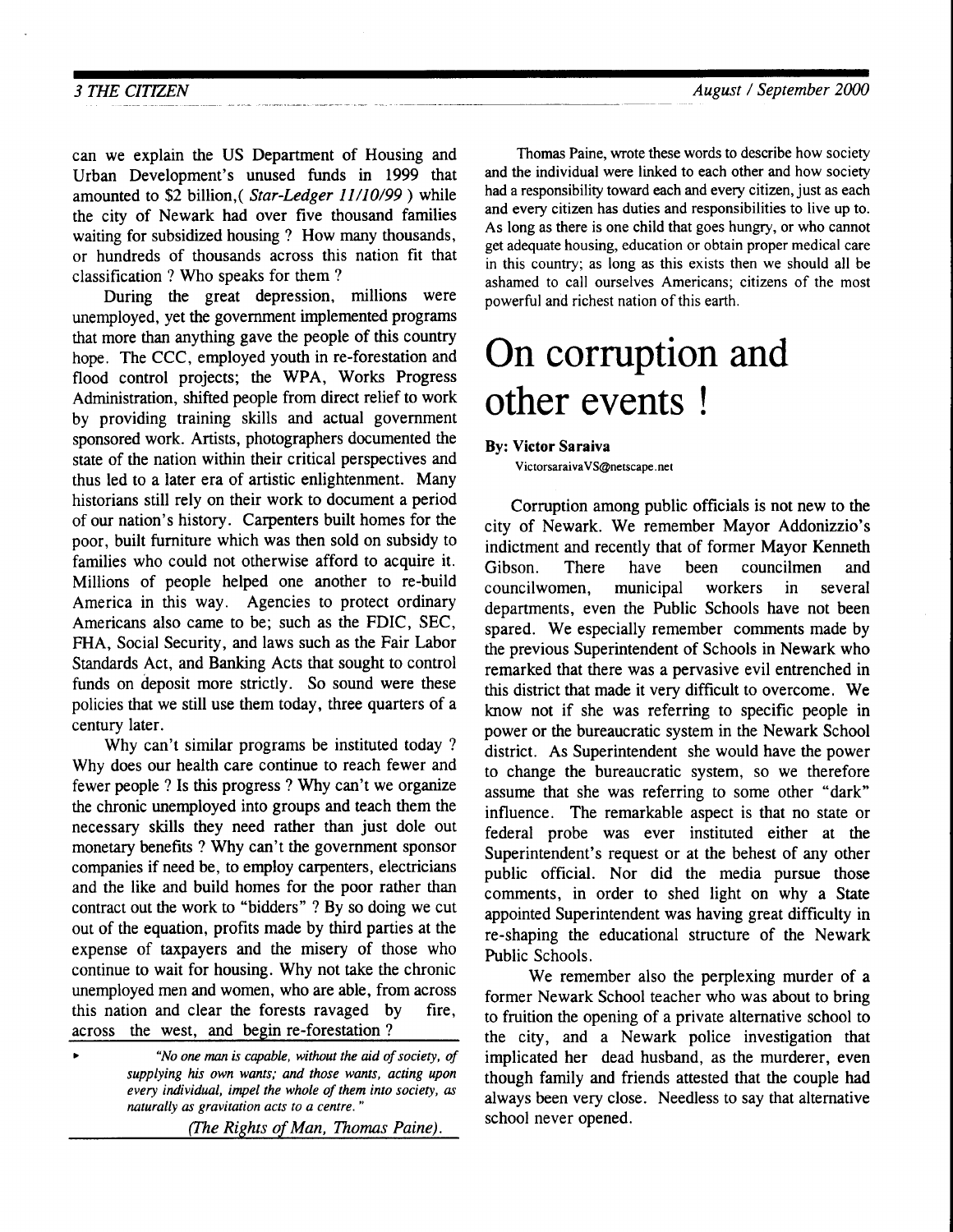can we explain the US Department of Housing and Urban Development's unused funds in 1999 that amounted to $2 billion,( *Star-Ledger 11/10/99* ) while the city of Newark had over five thousand families waiting for subsidized housing ? How many thousands, or hundreds of thousands across this nation fit that classification ? Who speaks for them ?

During the great depression, millions were unemployed, yet the government implemented programs that more than anything gave the people of this country hope. The CCC, employed youth in re-forestation and flood control projects; the WPA, Works Progress Administration, shifted people from direct relief to work by providing training skills and actual government sponsored work. Artists, photographers documented the state of the nation within their critical perspectives and thus led to a later era of artistic enlightenment. Many historians still rely on their work to document a period of our nation's history. Carpenters built homes for the poor, built furniture which was then sold on subsidy to families who could not otherwise afford to acquire it. Millions of people helped one another to re-build America in this way. Agencies to protect ordinary Americans also came to be; such as the FDIC, SEC, FHA, Social Security, and laws such as the Fair Labor Standards Act, and Banking Acts that sought to control funds on deposit more strictly. So sound were these policies that we still use them today, three quarters of a century later.

Why can't similar programs be instituted today ? Why does our health care continue to reach fewer and fewer people ? Is this progress ? Why can't we organize the chronic unemployed into groups and teach them the necessary skills they need rather than just dole out monetary benefits ? Why can't the government sponsor companies if need be, to employ carpenters, electricians and the like and build homes for the poor rather than contract out the work to "bidders" ? By so doing we cut out of the equation, profits made by third parties at the expense of taxpayers and the misery of those who continue to wait for housing. Why not take the chronic unemployed men and women, who are able, from across this nation and clear the forests ravaged by fire, across the west, and begin re-forestation ?

*"No one man is capable, without the aid of society, of supplying his own wants; and those wants, acting upon every individual, impel the whole of them into society, as naturally as gravitation acts to a centre."*

*(The Rights of Man, Thomas Paine).*

Thomas Paine, wrote these words to describe how society and the individual were linked to each other and how society had a responsibility toward each and every citizen, just as each and every citizen has duties and responsibilities to live up to. As long as there is one child that goes hungry, or who cannot get adequate housing, education or obtain proper medical care in this country; as long as this exists then we should all be ashamed to call ourselves Americans; citizens of the most powerful and richest nation of this earth.

# On corruption and other events !

**By: Victor Saraiva**
VictorsaraivaVS@netscape.net

Corruption among public officials is not new to the city of Newark. We remember Mayor Addonizzio's indictment and recently that of former Mayor Kenneth Gibson. There have been councilmen and councilwomen, municipal workers in several departments, even the Public Schools have not been spared. We especially remember comments made by the previous Superintendent of Schools in Newark who remarked that there was a pervasive evil entrenched in this district that made it very difficult to overcome. We know not if she was referring to specific people in power or the bureaucratic system in the Newark School district. As Superintendent she would have the power to change the bureaucratic system, so we therefore assume that she was referring to some other "dark" influence. The remarkable aspect is that no state or federal probe was ever instituted either at the Superintendent's request or at the behest of any other public official. Nor did the media pursue those comments, in order to shed light on why a State appointed Superintendent was having great difficulty in re-shaping the educational structure of the Newark Public Schools.

We remember also the perplexing murder of a former Newark School teacher who was about to bring to fruition the opening of a private alternative school to the city, and a Newark police investigation that implicated her dead husband, as the murderer, even though family and friends attested that the couple had always been very close. Needless to say that alternative school never opened.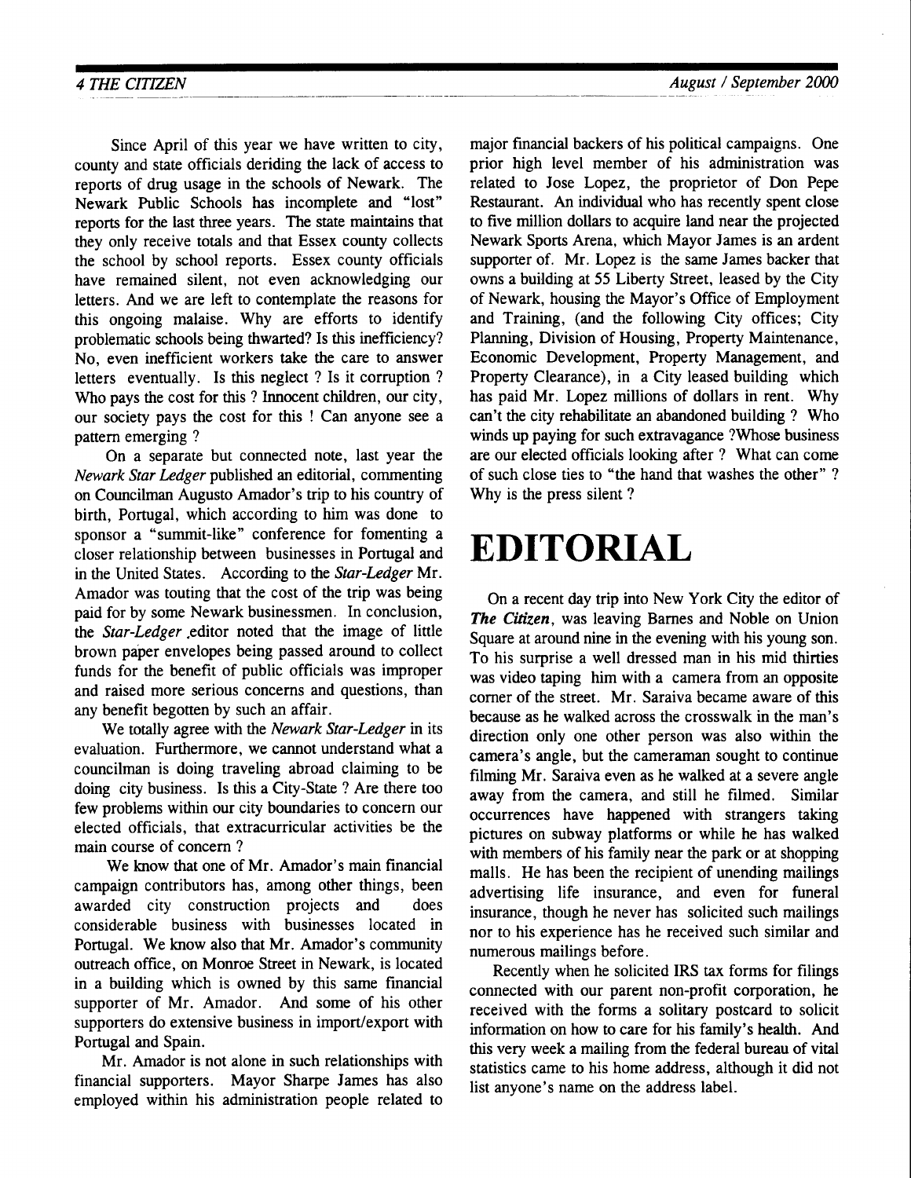Since April of this year we have written to city, county and state officials deriding the lack of access to reports of drug usage in the schools of Newark. The Newark Public Schools has incomplete and "lost" reports for the last three years. The state maintains that they only receive totals and that Essex county collects the school by school reports. Essex county officials have remained silent, not even acknowledging our letters. And we are left to contemplate the reasons for this ongoing malaise. Why are efforts to identify problematic schools being thwarted? Is this inefficiency? No, even inefficient workers take the care to answer letters eventually. Is this neglect ? Is it corruption ? Who pays the cost for this ? Innocent children, our city, our society pays the cost for this ! Can anyone see a pattern emerging ?

On a separate but connected note, last year the *Newark Star Ledger* published an editorial, commenting on Councilman Augusto Amador's trip to his country of birth, Portugal, which according to him was done to sponsor a "summit-like" conference for fomenting a closer relationship between businesses in Portugal and in the United States. According to the *Star-Ledger* Mr. Amador was touting that the cost of the trip was being paid for by some Newark businessmen. In conclusion, the *Star-Ledger* ,editor noted that the image of little brown paper envelopes being passed around to collect funds for the benefit of public officials was improper and raised more serious concerns and questions, than any benefit begotten by such an affair.

We totally agree with the *Newark Star-Ledger* in its evaluation. Furthermore, we cannot understand what a councilman is doing traveling abroad claiming to be doing city business. Is this a City-State ? Are there too few problems within our city boundaries to concern our elected officials, that extracurricular activities be the main course of concern ?

We know that one of Mr. Amador's main financial campaign contributors has, among other things, been awarded city construction projects and does considerable business with businesses located in Portugal. We know also that Mr. Amador's community outreach office, on Monroe Street in Newark, is located in a building which is owned by this same financial supporter of Mr. Amador. And some of his other supporters do extensive business in import/export with Portugal and Spain.

Mr. Amador is not alone in such relationships with financial supporters. Mayor Sharpe James has also employed within his administration people related to major financial backers of his political campaigns. One prior high level member of his administration was related to Jose Lopez, the proprietor of Don Pepe Restaurant. An individual who has recently spent close to five million dollars to acquire land near the projected Newark Sports Arena, which Mayor James is an ardent supporter of. Mr. Lopez is the same James backer that owns a building at 55 Liberty Street, leased by the City of Newark, housing the Mayor's Office of Employment and Training, (and the following City offices; City Planning, Division of Housing, Property Maintenance, Economic Development, Property Management, and Property Clearance), in a City leased building which has paid Mr. Lopez millions of dollars in rent. Why can't the city rehabilitate an abandoned building ? Who winds up paying for such extravagance ?Whose business are our elected officials looking after ? What can come of such close ties to "the hand that washes the other" ? Why is the press silent ?

# EDITORIAL

On a recent day trip into New York City the editor of ***The Citizen***, was leaving Barnes and Noble on Union Square at around nine in the evening with his young son. To his surprise a well dressed man in his mid thirties was video taping him with a camera from an opposite corner of the street. Mr. Saraiva became aware of this because as he walked across the crosswalk in the man's direction only one other person was also within the camera's angle, but the cameraman sought to continue filming Mr. Saraiva even as he walked at a severe angle away from the camera, and still he filmed. Similar occurrences have happened with strangers taking pictures on subway platforms or while he has walked with members of his family near the park or at shopping malls. He has been the recipient of unending mailings advertising life insurance, and even for funeral insurance, though he never has solicited such mailings nor to his experience has he received such similar and numerous mailings before.

Recently when he solicited IRS tax forms for filings connected with our parent non-profit corporation, he received with the forms a solitary postcard to solicit information on how to care for his family's health. And this very week a mailing from the federal bureau of vital statistics came to his home address, although it did not list anyone's name on the address label.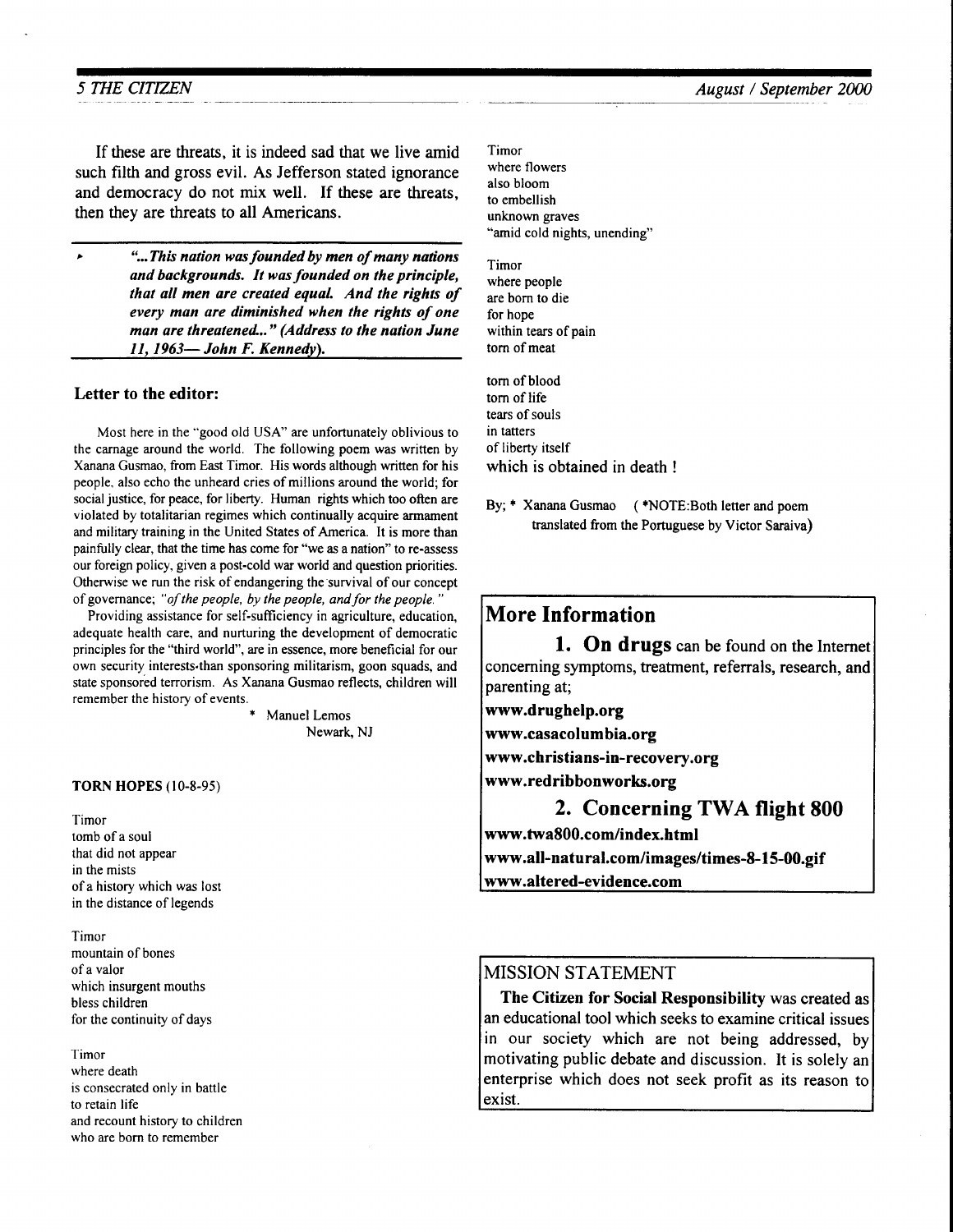If these are threats, it is indeed sad that we live amid such filth and gross evil. As Jefferson stated ignorance and democracy do not mix well. If these are threats, then they are threats to all Americans.

> ***"...This nation was founded by men of many nations and backgrounds. It was founded on the principle, that all men are created equal. And the rights of every man are diminished when the rights of one man are threatened..." (Address to the nation June 11, 1963— John F. Kennedy).***

### Letter to the editor:

Most here in the "good old USA" are unfortunately oblivious to the carnage around the world. The following poem was written by Xanana Gusmao, from East Timor. His words although written for his people, also echo the unheard cries of millions around the world; for social justice, for peace, for liberty. Human rights which too often are violated by totalitarian regimes which continually acquire armament and military training in the United States of America. It is more than painfully clear, that the time has come for "we as a nation" to re-assess our foreign policy, given a post-cold war world and question priorities. Otherwise we run the risk of endangering the survival of our concept of governance; *"of the people, by the people, and for the people."*

Providing assistance for self-sufficiency in agriculture, education, adequate health care, and nurturing the development of democratic principles for the "third world", are in essence, more beneficial for our own security interests than sponsoring militarism, goon squads, and state sponsored terrorism. As Xanana Gusmao reflects, children will remember the history of events.

\* Manuel Lemos
Newark, NJ

**TORN HOPES** (10-8-95)

Timor
tomb of a soul
that did not appear
in the mists
of a history which was lost
in the distance of legends

Timor
mountain of bones
of a valor
which insurgent mouths
bless children
for the continuity of days

Timor
where death
is consecrated only in battle
to retain life
and recount history to children
who are born to remember

Timor
where flowers
also bloom
to embellish
unknown graves
"amid cold nights, unending"

Timor
where people
are born to die
for hope
within tears of pain
torn of meat

torn of blood
torn of life
tears of souls
in tatters
of liberty itself
which is obtained in death !

By; \* Xanana Gusmao (\*NOTE:Both letter and poem translated from the Portuguese by Victor Saraiva)

## More Information

**1. On drugs** can be found on the Internet concerning symptoms, treatment, referrals, research, and parenting at;

**www.drughelp.org**
**www.casacolumbia.org**
**www.christians-in-recovery.org**
**www.redribbonworks.org**

**2. Concerning TWA flight 800**

**www.twa800.com/index.html**
**www.all-natural.com/images/times-8-15-00.gif**
**www.altered-evidence.com**

## MISSION STATEMENT

**The Citizen for Social Responsibility** was created as an educational tool which seeks to examine critical issues in our society which are not being addressed, by motivating public debate and discussion. It is solely an enterprise which does not seek profit as its reason to exist.